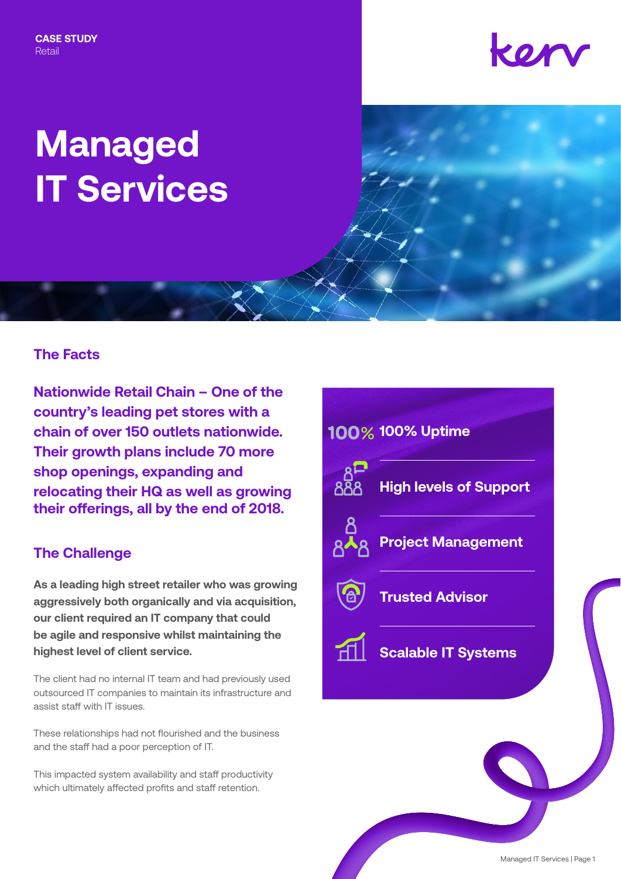CASE STUDY
Retail

kerv

# Managed IT Services

## The Facts

**Nationwide Retail Chain – One of the country's leading pet stores with a chain of over 150 outlets nationwide. Their growth plans include 70 more shop openings, expanding and relocating their HQ as well as growing their offerings, all by the end of 2018.**

## The Challenge

**As a leading high street retailer who was growing aggressively both organically and via acquisition, our client required an IT company that could be agile and responsive whilst maintaining the highest level of client service.**

The client had no internal IT team and had previously used outsourced IT companies to maintain its infrastructure and assist staff with IT issues.

These relationships had not flourished and the business and the staff had a poor perception of IT.

This impacted system availability and staff productivity which ultimately affected profits and staff retention.

- **100% Uptime**
- **High levels of Support**
- **Project Management**
- **Trusted Advisor**
- **Scalable IT Systems**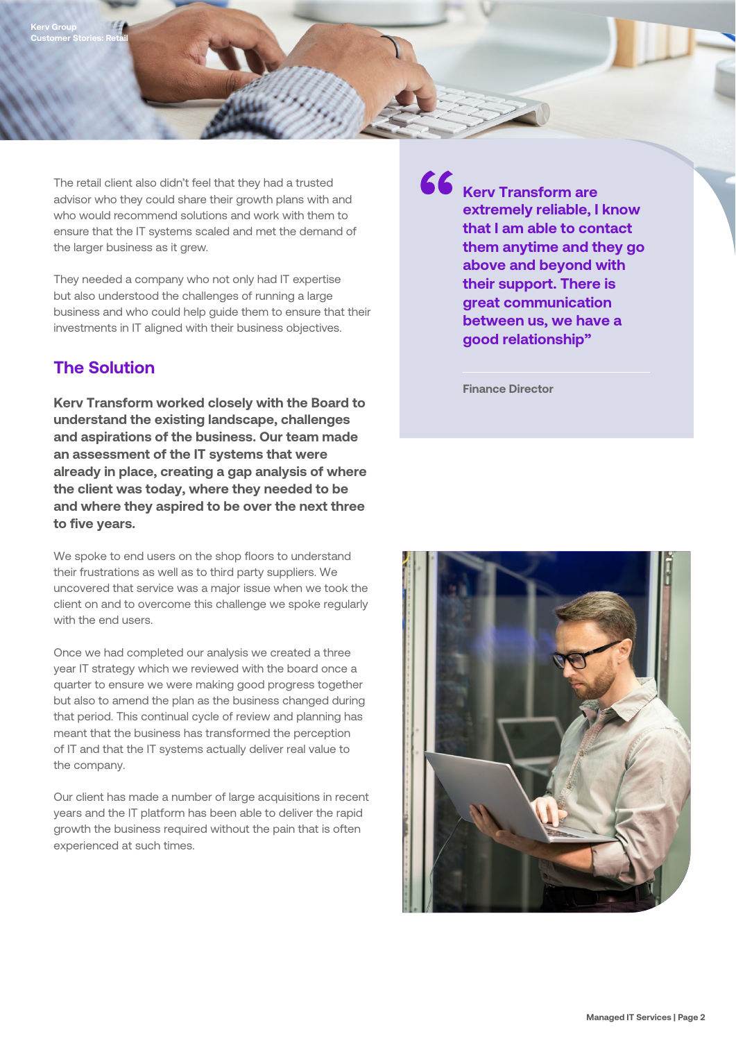The retail client also didn't feel that they had a trusted advisor who they could share their growth plans with and who would recommend solutions and work with them to ensure that the IT systems scaled and met the demand of the larger business as it grew.

They needed a company who not only had IT expertise but also understood the challenges of running a large business and who could help guide them to ensure that their investments in IT aligned with their business objectives.

## The Solution

**Kerv Transform worked closely with the Board to understand the existing landscape, challenges and aspirations of the business. Our team made an assessment of the IT systems that were already in place, creating a gap analysis of where the client was today, where they needed to be and where they aspired to be over the next three to five years.**

We spoke to end users on the shop floors to understand their frustrations as well as to third party suppliers. We uncovered that service was a major issue when we took the client on and to overcome this challenge we spoke regularly with the end users.

Once we had completed our analysis we created a three year IT strategy which we reviewed with the board once a quarter to ensure we were making good progress together but also to amend the plan as the business changed during that period. This continual cycle of review and planning has meant that the business has transformed the perception of IT and that the IT systems actually deliver real value to the company.

Our client has made a number of large acquisitions in recent years and the IT platform has been able to deliver the rapid growth the business required without the pain that is often experienced at such times.

> **"Kerv Transform are extremely reliable, I know that I am able to contact them anytime and they go above and beyond with their support. There is great communication between us, we have a good relationship"**
>
> Finance Director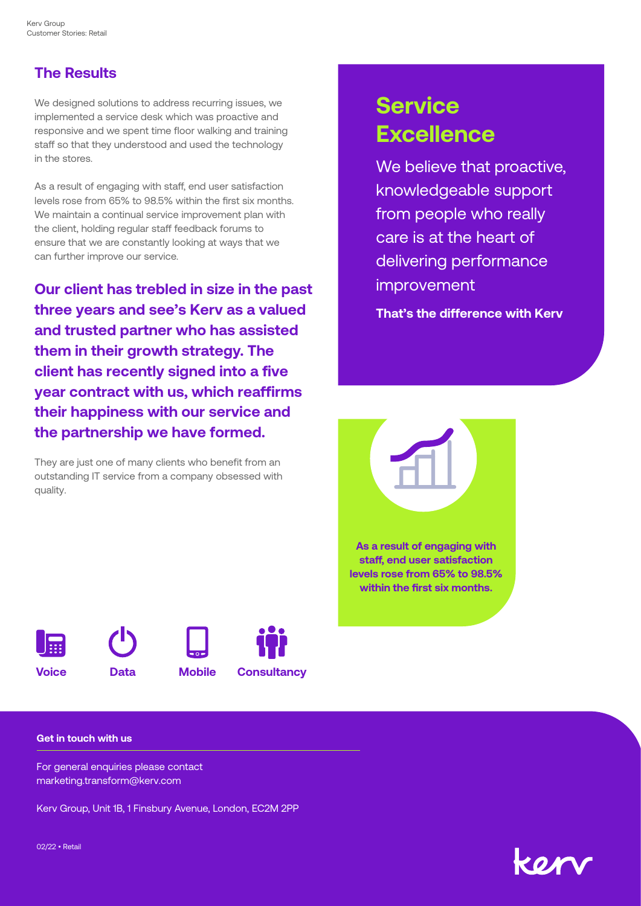## The Results

We designed solutions to address recurring issues, we implemented a service desk which was proactive and responsive and we spent time floor walking and training staff so that they understood and used the technology in the stores.

As a result of engaging with staff, end user satisfaction levels rose from 65% to 98.5% within the first six months. We maintain a continual service improvement plan with the client, holding regular staff feedback forums to ensure that we are constantly looking at ways that we can further improve our service.

**Our client has trebled in size in the past three years and see's Kerv as a valued and trusted partner who has assisted them in their growth strategy. The client has recently signed into a five year contract with us, which reaffirms their happiness with our service and the partnership we have formed.**

They are just one of many clients who benefit from an outstanding IT service from a company obsessed with quality.

## Service Excellence

We believe that proactive, knowledgeable support from people who really care is at the heart of delivering performance improvement

**That's the difference with Kerv**

**As a result of engaging with staff, end user satisfaction levels rose from 65% to 98.5% within the first six months.**

Voice Data Mobile Consultancy

**Get in touch with us**

For general enquiries please contact marketing.transform@kerv.com

Kerv Group, Unit 1B, 1 Finsbury Avenue, London, EC2M 2PP

02/22 • Retail